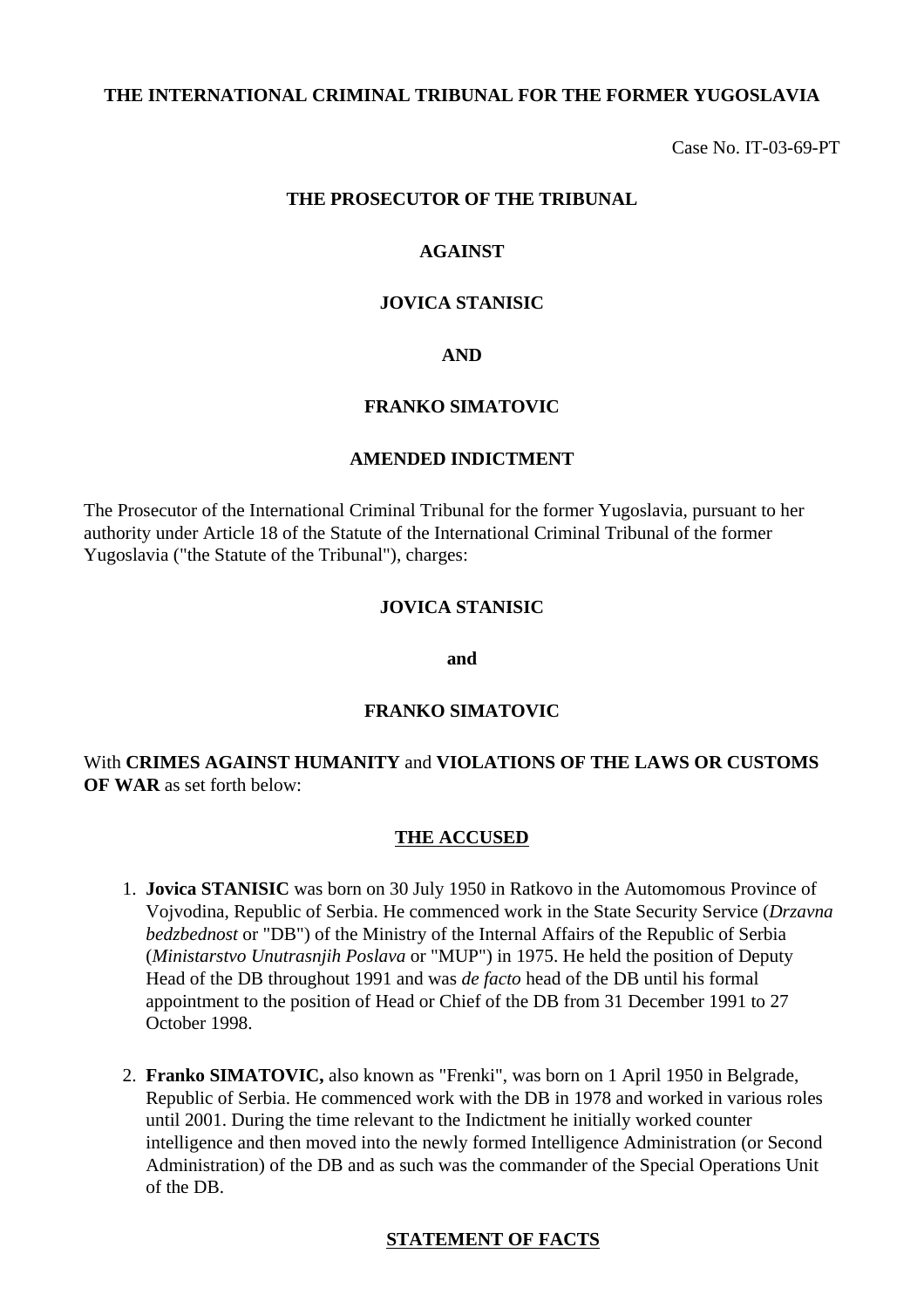**THE INTERNATIONAL CRIMINAL TRIBUNAL FOR THE FORMER YUGOSLAVIA**

Case No. IT-03-69-PT

**THE PROSECUTOR OF THE TRIBUNAL**

**AGAINST**

**JOVICA STANISIC**

**AND**

**FRANKO SIMATOVIC**

**AMENDED INDICTMENT**

The Prosecutor of the International Criminal Tribunal for the former Yugoslavia, pursuant to her authority under Article 18 of the Statute of the International Criminal Tribunal of the former Yugoslavia ("the Statute of the Tribunal"), charges:

**JOVICA STANISIC**

**and**

**FRANKO SIMATOVIC**

With **CRIMES AGAINST HUMANITY** and **VIOLATIONS OF THE LAWS OR CUSTOMS OF WAR** as set forth below:

## THE ACCUSED

1. **Jovica STANISIC** was born on 30 July 1950 in Ratkovo in the Automomous Province of Vojvodina, Republic of Serbia. He commenced work in the State Security Service (*Drzavna bedzbednost* or "DB") of the Ministry of the Internal Affairs of the Republic of Serbia (*Ministarstvo Unutrasnjih Poslava* or "MUP") in 1975. He held the position of Deputy Head of the DB throughout 1991 and was *de facto* head of the DB until his formal appointment to the position of Head or Chief of the DB from 31 December 1991 to 27 October 1998.

2. **Franko SIMATOVIC,** also known as "Frenki", was born on 1 April 1950 in Belgrade, Republic of Serbia. He commenced work with the DB in 1978 and worked in various roles until 2001. During the time relevant to the Indictment he initially worked counter intelligence and then moved into the newly formed Intelligence Administration (or Second Administration) of the DB and as such was the commander of the Special Operations Unit of the DB.

## STATEMENT OF FACTS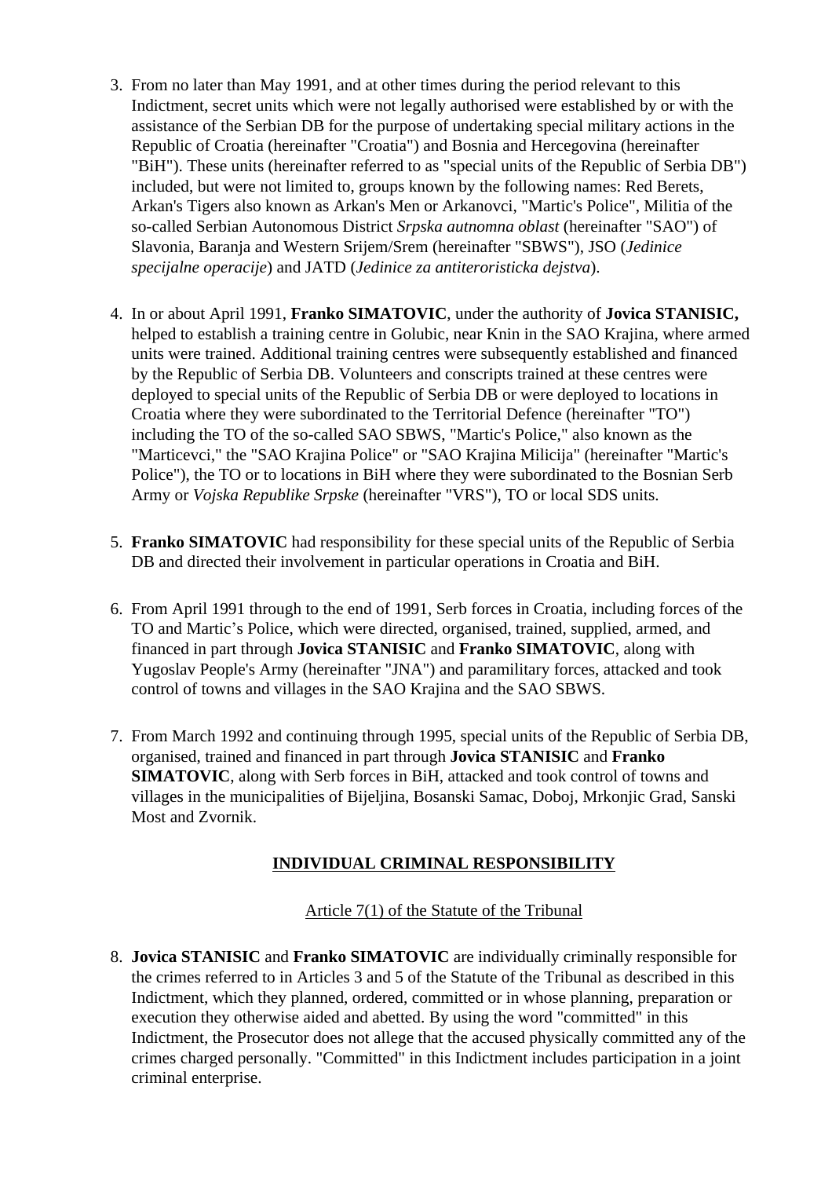3. From no later than May 1991, and at other times during the period relevant to this Indictment, secret units which were not legally authorised were established by or with the assistance of the Serbian DB for the purpose of undertaking special military actions in the Republic of Croatia (hereinafter "Croatia") and Bosnia and Hercegovina (hereinafter "BiH"). These units (hereinafter referred to as "special units of the Republic of Serbia DB") included, but were not limited to, groups known by the following names: Red Berets, Arkan's Tigers also known as Arkan's Men or Arkanovci, "Martic's Police", Militia of the so-called Serbian Autonomous District *Srpska autnomna oblast* (hereinafter "SAO") of Slavonia, Baranja and Western Srijem/Srem (hereinafter "SBWS"), JSO (*Jedinice specijalne operacije*) and JATD (*Jedinice za antiteroristicka dejstva*).

4. In or about April 1991, **Franko SIMATOVIC**, under the authority of **Jovica STANISIC,** helped to establish a training centre in Golubic, near Knin in the SAO Krajina, where armed units were trained. Additional training centres were subsequently established and financed by the Republic of Serbia DB. Volunteers and conscripts trained at these centres were deployed to special units of the Republic of Serbia DB or were deployed to locations in Croatia where they were subordinated to the Territorial Defence (hereinafter "TO") including the TO of the so-called SAO SBWS, "Martic's Police," also known as the "Marticevci," the "SAO Krajina Police" or "SAO Krajina Milicija" (hereinafter "Martic's Police"), the TO or to locations in BiH where they were subordinated to the Bosnian Serb Army or *Vojska Republike Srpske* (hereinafter "VRS"), TO or local SDS units.

5. **Franko SIMATOVIC** had responsibility for these special units of the Republic of Serbia DB and directed their involvement in particular operations in Croatia and BiH.

6. From April 1991 through to the end of 1991, Serb forces in Croatia, including forces of the TO and Martic's Police, which were directed, organised, trained, supplied, armed, and financed in part through **Jovica STANISIC** and **Franko SIMATOVIC**, along with Yugoslav People's Army (hereinafter "JNA") and paramilitary forces, attacked and took control of towns and villages in the SAO Krajina and the SAO SBWS.

7. From March 1992 and continuing through 1995, special units of the Republic of Serbia DB, organised, trained and financed in part through **Jovica STANISIC** and **Franko SIMATOVIC**, along with Serb forces in BiH, attacked and took control of towns and villages in the municipalities of Bijeljina, Bosanski Samac, Doboj, Mrkonjic Grad, Sanski Most and Zvornik.

## INDIVIDUAL CRIMINAL RESPONSIBILITY

### Article 7(1) of the Statute of the Tribunal

8. **Jovica STANISIC** and **Franko SIMATOVIC** are individually criminally responsible for the crimes referred to in Articles 3 and 5 of the Statute of the Tribunal as described in this Indictment, which they planned, ordered, committed or in whose planning, preparation or execution they otherwise aided and abetted. By using the word "committed" in this Indictment, the Prosecutor does not allege that the accused physically committed any of the crimes charged personally. "Committed" in this Indictment includes participation in a joint criminal enterprise.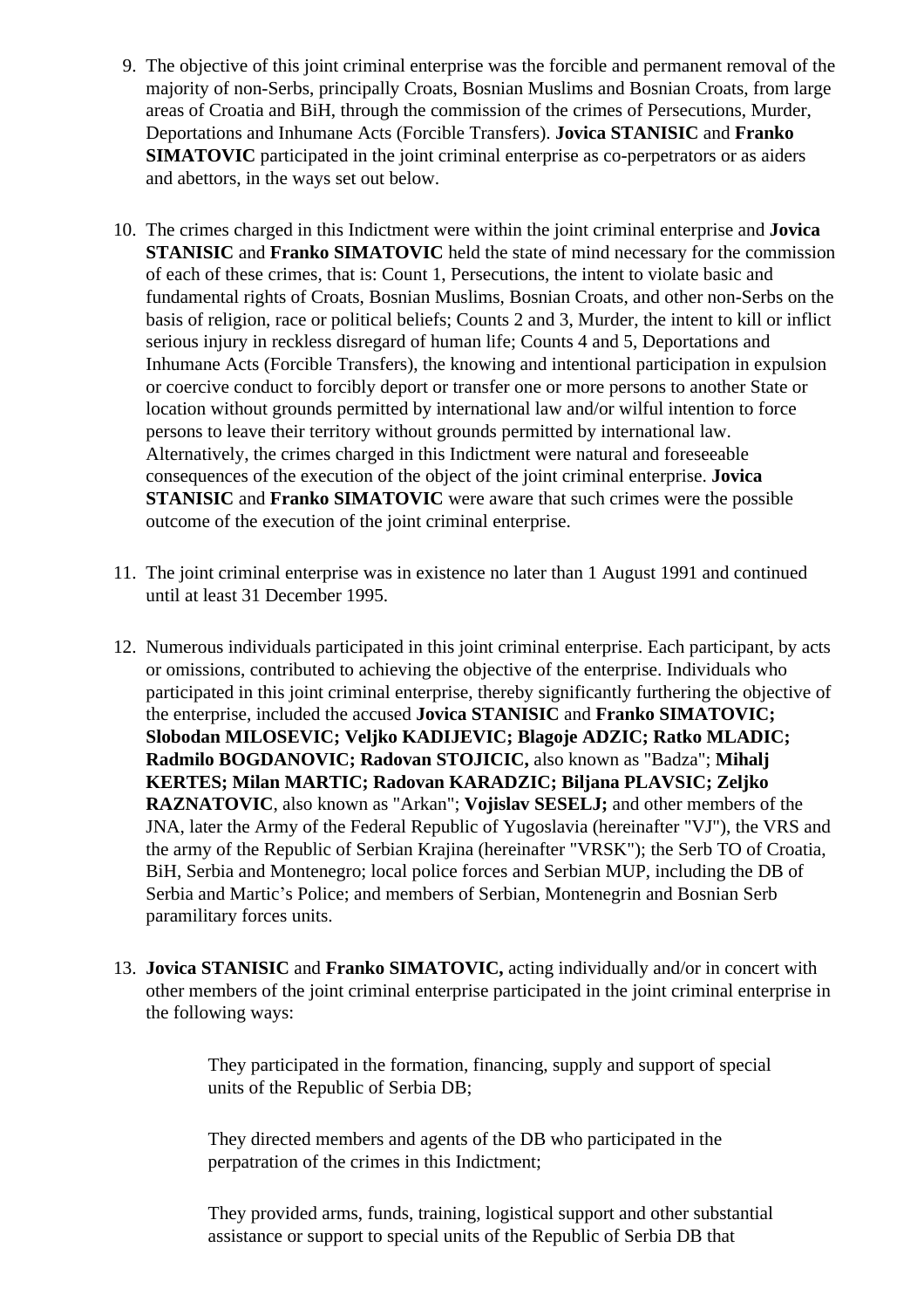9. The objective of this joint criminal enterprise was the forcible and permanent removal of the majority of non-Serbs, principally Croats, Bosnian Muslims and Bosnian Croats, from large areas of Croatia and BiH, through the commission of the crimes of Persecutions, Murder, Deportations and Inhumane Acts (Forcible Transfers). **Jovica STANISIC** and **Franko SIMATOVIC** participated in the joint criminal enterprise as co-perpetrators or as aiders and abettors, in the ways set out below.

10. The crimes charged in this Indictment were within the joint criminal enterprise and **Jovica STANISIC** and **Franko SIMATOVIC** held the state of mind necessary for the commission of each of these crimes, that is: Count 1, Persecutions, the intent to violate basic and fundamental rights of Croats, Bosnian Muslims, Bosnian Croats, and other non-Serbs on the basis of religion, race or political beliefs; Counts 2 and 3, Murder, the intent to kill or inflict serious injury in reckless disregard of human life; Counts 4 and 5, Deportations and Inhumane Acts (Forcible Transfers), the knowing and intentional participation in expulsion or coercive conduct to forcibly deport or transfer one or more persons to another State or location without grounds permitted by international law and/or wilful intention to force persons to leave their territory without grounds permitted by international law. Alternatively, the crimes charged in this Indictment were natural and foreseeable consequences of the execution of the object of the joint criminal enterprise. **Jovica STANISIC** and **Franko SIMATOVIC** were aware that such crimes were the possible outcome of the execution of the joint criminal enterprise.

11. The joint criminal enterprise was in existence no later than 1 August 1991 and continued until at least 31 December 1995.

12. Numerous individuals participated in this joint criminal enterprise. Each participant, by acts or omissions, contributed to achieving the objective of the enterprise. Individuals who participated in this joint criminal enterprise, thereby significantly furthering the objective of the enterprise, included the accused **Jovica STANISIC** and **Franko SIMATOVIC; Slobodan MILOSEVIC; Veljko KADIJEVIC; Blagoje ADZIC; Ratko MLADIC; Radmilo BOGDANOVIC; Radovan STOJICIC,** also known as "Badza"; **Mihalj KERTES; Milan MARTIC; Radovan KARADZIC; Biljana PLAVSIC; Zeljko RAZNATOVIC**, also known as "Arkan"; **Vojislav SESELJ;** and other members of the JNA, later the Army of the Federal Republic of Yugoslavia (hereinafter "VJ"), the VRS and the army of the Republic of Serbian Krajina (hereinafter "VRSK"); the Serb TO of Croatia, BiH, Serbia and Montenegro; local police forces and Serbian MUP, including the DB of Serbia and Martic's Police; and members of Serbian, Montenegrin and Bosnian Serb paramilitary forces units.

13. **Jovica STANISIC** and **Franko SIMATOVIC,** acting individually and/or in concert with other members of the joint criminal enterprise participated in the joint criminal enterprise in the following ways:

    They participated in the formation, financing, supply and support of special units of the Republic of Serbia DB;

    They directed members and agents of the DB who participated in the perpatration of the crimes in this Indictment;

    They provided arms, funds, training, logistical support and other substantial assistance or support to special units of the Republic of Serbia DB that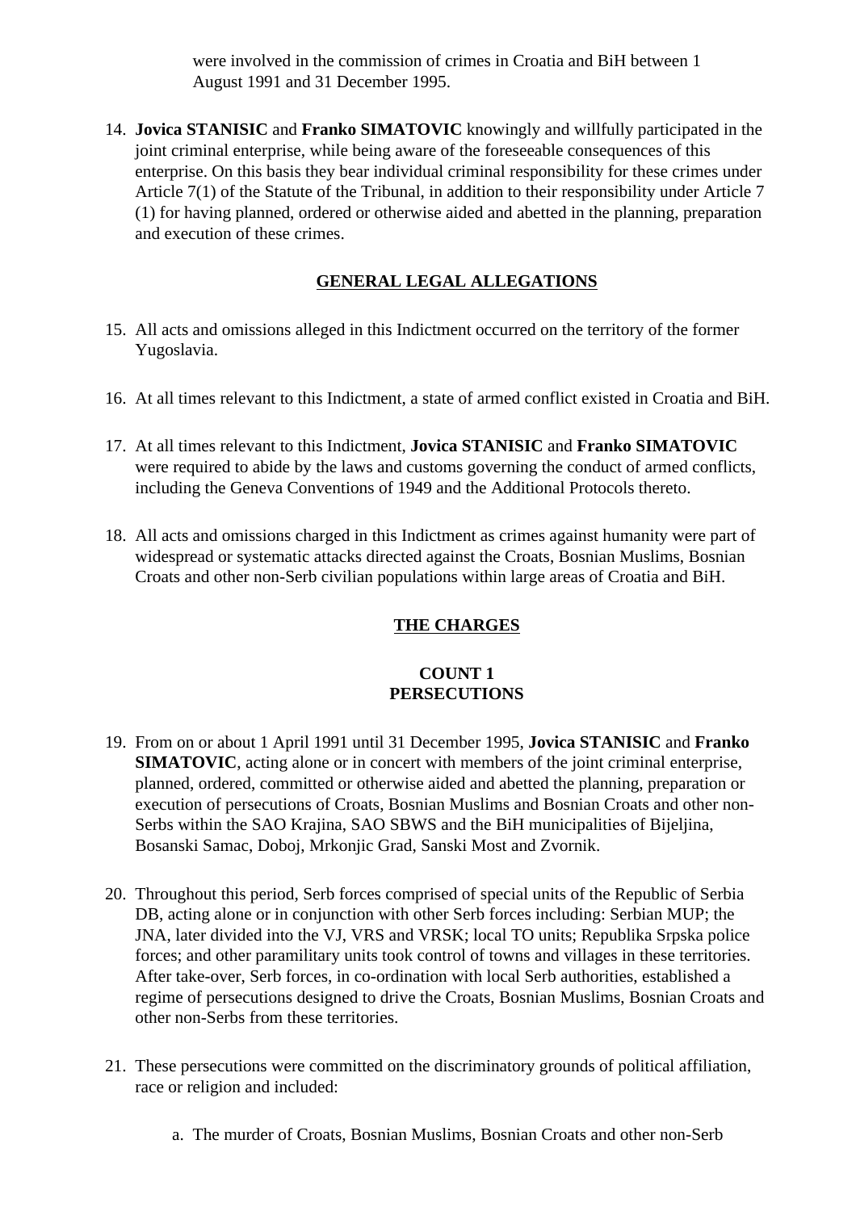were involved in the commission of crimes in Croatia and BiH between 1 August 1991 and 31 December 1995.

14. **Jovica STANISIC** and **Franko SIMATOVIC** knowingly and willfully participated in the joint criminal enterprise, while being aware of the foreseeable consequences of this enterprise. On this basis they bear individual criminal responsibility for these crimes under Article 7(1) of the Statute of the Tribunal, in addition to their responsibility under Article 7 (1) for having planned, ordered or otherwise aided and abetted in the planning, preparation and execution of these crimes.

## GENERAL LEGAL ALLEGATIONS

15. All acts and omissions alleged in this Indictment occurred on the territory of the former Yugoslavia.

16. At all times relevant to this Indictment, a state of armed conflict existed in Croatia and BiH.

17. At all times relevant to this Indictment, **Jovica STANISIC** and **Franko SIMATOVIC** were required to abide by the laws and customs governing the conduct of armed conflicts, including the Geneva Conventions of 1949 and the Additional Protocols thereto.

18. All acts and omissions charged in this Indictment as crimes against humanity were part of widespread or systematic attacks directed against the Croats, Bosnian Muslims, Bosnian Croats and other non-Serb civilian populations within large areas of Croatia and BiH.

## THE CHARGES

### COUNT 1
### PERSECUTIONS

19. From on or about 1 April 1991 until 31 December 1995, **Jovica STANISIC** and **Franko SIMATOVIC**, acting alone or in concert with members of the joint criminal enterprise, planned, ordered, committed or otherwise aided and abetted the planning, preparation or execution of persecutions of Croats, Bosnian Muslims and Bosnian Croats and other non-Serbs within the SAO Krajina, SAO SBWS and the BiH municipalities of Bijeljina, Bosanski Samac, Doboj, Mrkonjic Grad, Sanski Most and Zvornik.

20. Throughout this period, Serb forces comprised of special units of the Republic of Serbia DB, acting alone or in conjunction with other Serb forces including: Serbian MUP; the JNA, later divided into the VJ, VRS and VRSK; local TO units; Republika Srpska police forces; and other paramilitary units took control of towns and villages in these territories. After take-over, Serb forces, in co-ordination with local Serb authorities, established a regime of persecutions designed to drive the Croats, Bosnian Muslims, Bosnian Croats and other non-Serbs from these territories.

21. These persecutions were committed on the discriminatory grounds of political affiliation, race or religion and included:

    a. The murder of Croats, Bosnian Muslims, Bosnian Croats and other non-Serb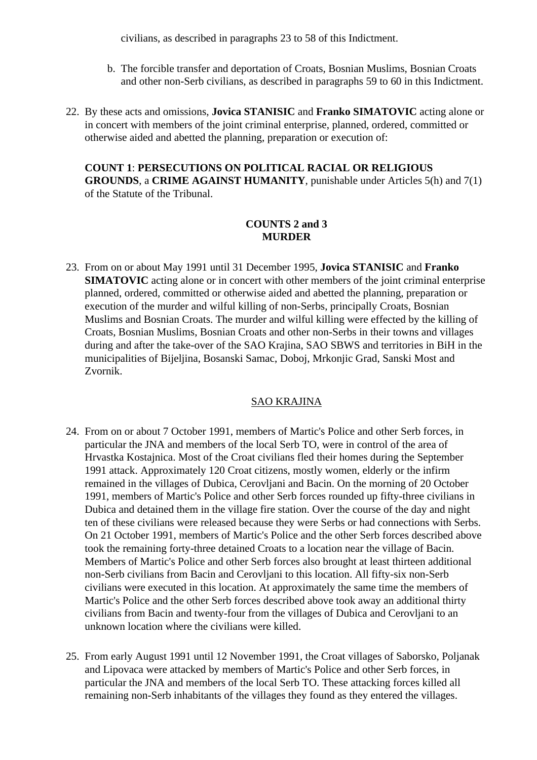civilians, as described in paragraphs 23 to 58 of this Indictment.

b. The forcible transfer and deportation of Croats, Bosnian Muslims, Bosnian Croats and other non-Serb civilians, as described in paragraphs 59 to 60 in this Indictment.

22. By these acts and omissions, **Jovica STANISIC** and **Franko SIMATOVIC** acting alone or in concert with members of the joint criminal enterprise, planned, ordered, committed or otherwise aided and abetted the planning, preparation or execution of:

**COUNT 1**: **PERSECUTIONS ON POLITICAL RACIAL OR RELIGIOUS GROUNDS**, a **CRIME AGAINST HUMANITY**, punishable under Articles 5(h) and 7(1) of the Statute of the Tribunal.

**COUNTS 2 and 3**
**MURDER**

23. From on or about May 1991 until 31 December 1995, **Jovica STANISIC** and **Franko SIMATOVIC** acting alone or in concert with other members of the joint criminal enterprise planned, ordered, committed or otherwise aided and abetted the planning, preparation or execution of the murder and wilful killing of non-Serbs, principally Croats, Bosnian Muslims and Bosnian Croats. The murder and wilful killing were effected by the killing of Croats, Bosnian Muslims, Bosnian Croats and other non-Serbs in their towns and villages during and after the take-over of the SAO Krajina, SAO SBWS and territories in BiH in the municipalities of Bijeljina, Bosanski Samac, Doboj, Mrkonjic Grad, Sanski Most and Zvornik.

SAO KRAJINA

24. From on or about 7 October 1991, members of Martic's Police and other Serb forces, in particular the JNA and members of the local Serb TO, were in control of the area of Hrvastka Kostajnica. Most of the Croat civilians fled their homes during the September 1991 attack. Approximately 120 Croat citizens, mostly women, elderly or the infirm remained in the villages of Dubica, Cerovljani and Bacin. On the morning of 20 October 1991, members of Martic's Police and other Serb forces rounded up fifty-three civilians in Dubica and detained them in the village fire station. Over the course of the day and night ten of these civilians were released because they were Serbs or had connections with Serbs. On 21 October 1991, members of Martic's Police and the other Serb forces described above took the remaining forty-three detained Croats to a location near the village of Bacin. Members of Martic's Police and other Serb forces also brought at least thirteen additional non-Serb civilians from Bacin and Cerovljani to this location. All fifty-six non-Serb civilians were executed in this location. At approximately the same time the members of Martic's Police and the other Serb forces described above took away an additional thirty civilians from Bacin and twenty-four from the villages of Dubica and Cerovljani to an unknown location where the civilians were killed.

25. From early August 1991 until 12 November 1991, the Croat villages of Saborsko, Poljanak and Lipovaca were attacked by members of Martic's Police and other Serb forces, in particular the JNA and members of the local Serb TO. These attacking forces killed all remaining non-Serb inhabitants of the villages they found as they entered the villages.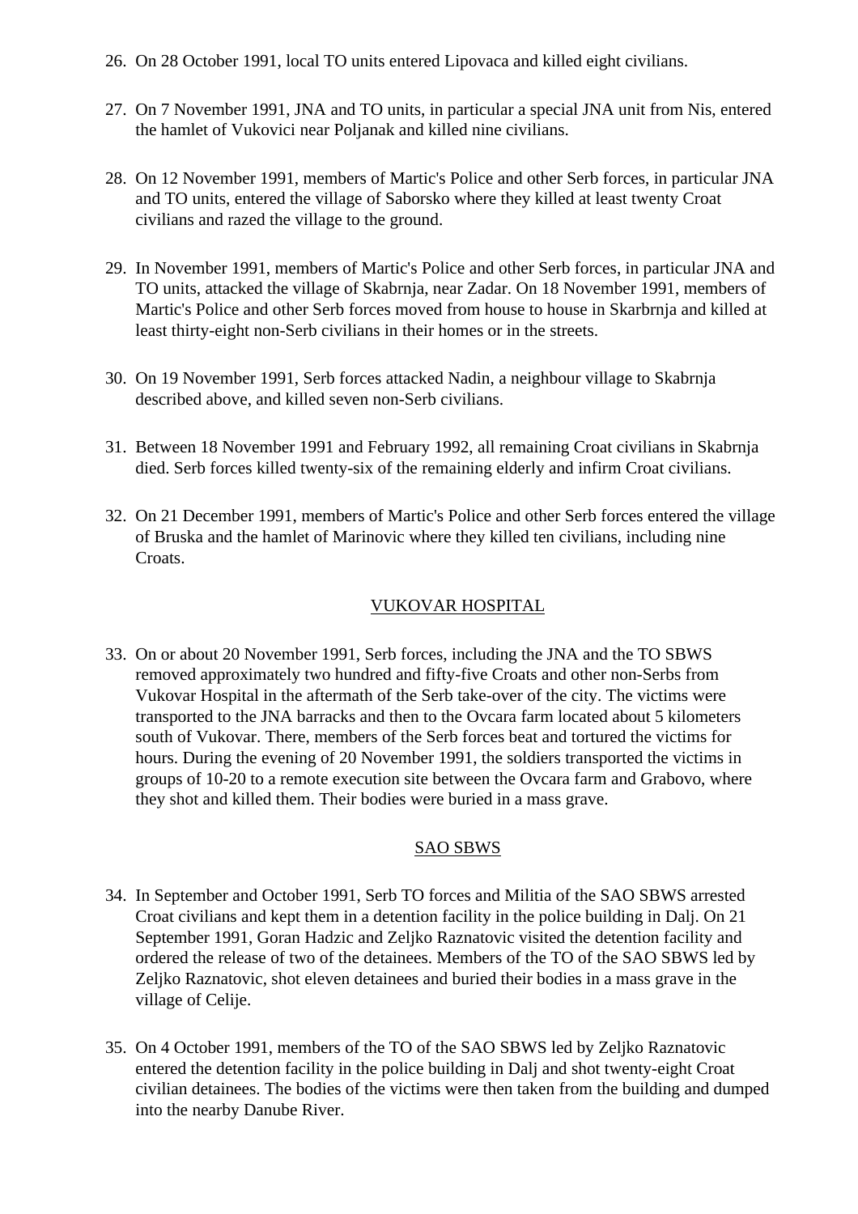26. On 28 October 1991, local TO units entered Lipovaca and killed eight civilians.

27. On 7 November 1991, JNA and TO units, in particular a special JNA unit from Nis, entered the hamlet of Vukovici near Poljanak and killed nine civilians.

28. On 12 November 1991, members of Martic's Police and other Serb forces, in particular JNA and TO units, entered the village of Saborsko where they killed at least twenty Croat civilians and razed the village to the ground.

29. In November 1991, members of Martic's Police and other Serb forces, in particular JNA and TO units, attacked the village of Skabrnja, near Zadar. On 18 November 1991, members of Martic's Police and other Serb forces moved from house to house in Skarbrnja and killed at least thirty-eight non-Serb civilians in their homes or in the streets.

30. On 19 November 1991, Serb forces attacked Nadin, a neighbour village to Skabrnja described above, and killed seven non-Serb civilians.

31. Between 18 November 1991 and February 1992, all remaining Croat civilians in Skabrnja died. Serb forces killed twenty-six of the remaining elderly and infirm Croat civilians.

32. On 21 December 1991, members of Martic's Police and other Serb forces entered the village of Bruska and the hamlet of Marinovic where they killed ten civilians, including nine Croats.

## VUKOVAR HOSPITAL

33. On or about 20 November 1991, Serb forces, including the JNA and the TO SBWS removed approximately two hundred and fifty-five Croats and other non-Serbs from Vukovar Hospital in the aftermath of the Serb take-over of the city. The victims were transported to the JNA barracks and then to the Ovcara farm located about 5 kilometers south of Vukovar. There, members of the Serb forces beat and tortured the victims for hours. During the evening of 20 November 1991, the soldiers transported the victims in groups of 10-20 to a remote execution site between the Ovcara farm and Grabovo, where they shot and killed them. Their bodies were buried in a mass grave.

## SAO SBWS

34. In September and October 1991, Serb TO forces and Militia of the SAO SBWS arrested Croat civilians and kept them in a detention facility in the police building in Dalj. On 21 September 1991, Goran Hadzic and Zeljko Raznatovic visited the detention facility and ordered the release of two of the detainees. Members of the TO of the SAO SBWS led by Zeljko Raznatovic, shot eleven detainees and buried their bodies in a mass grave in the village of Celije.

35. On 4 October 1991, members of the TO of the SAO SBWS led by Zeljko Raznatovic entered the detention facility in the police building in Dalj and shot twenty-eight Croat civilian detainees. The bodies of the victims were then taken from the building and dumped into the nearby Danube River.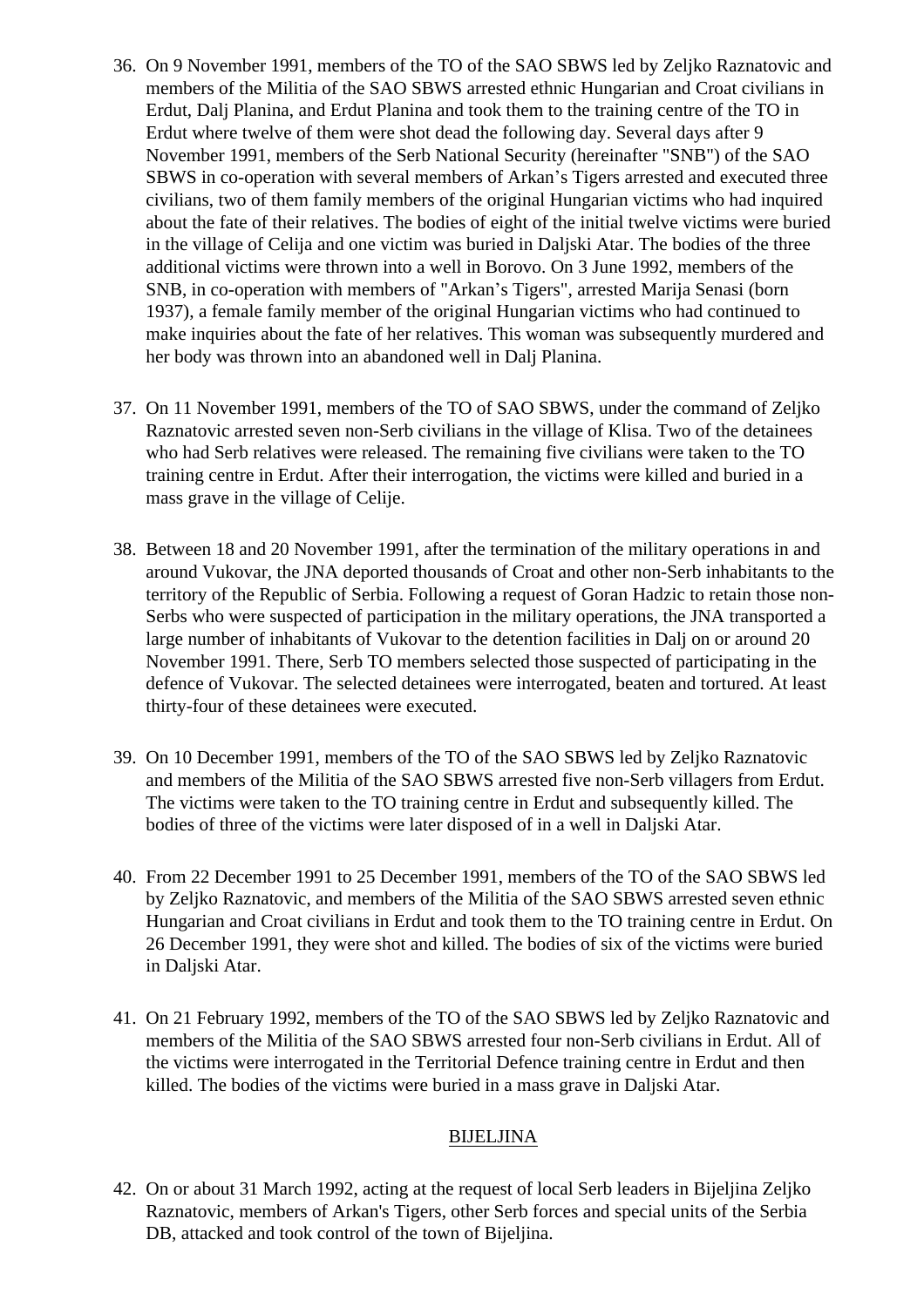36. On 9 November 1991, members of the TO of the SAO SBWS led by Zeljko Raznatovic and members of the Militia of the SAO SBWS arrested ethnic Hungarian and Croat civilians in Erdut, Dalj Planina, and Erdut Planina and took them to the training centre of the TO in Erdut where twelve of them were shot dead the following day. Several days after 9 November 1991, members of the Serb National Security (hereinafter "SNB") of the SAO SBWS in co-operation with several members of Arkan's Tigers arrested and executed three civilians, two of them family members of the original Hungarian victims who had inquired about the fate of their relatives. The bodies of eight of the initial twelve victims were buried in the village of Celija and one victim was buried in Daljski Atar. The bodies of the three additional victims were thrown into a well in Borovo. On 3 June 1992, members of the SNB, in co-operation with members of "Arkan's Tigers", arrested Marija Senasi (born 1937), a female family member of the original Hungarian victims who had continued to make inquiries about the fate of her relatives. This woman was subsequently murdered and her body was thrown into an abandoned well in Dalj Planina.

37. On 11 November 1991, members of the TO of SAO SBWS, under the command of Zeljko Raznatovic arrested seven non-Serb civilians in the village of Klisa. Two of the detainees who had Serb relatives were released. The remaining five civilians were taken to the TO training centre in Erdut. After their interrogation, the victims were killed and buried in a mass grave in the village of Celije.

38. Between 18 and 20 November 1991, after the termination of the military operations in and around Vukovar, the JNA deported thousands of Croat and other non-Serb inhabitants to the territory of the Republic of Serbia. Following a request of Goran Hadzic to retain those non-Serbs who were suspected of participation in the military operations, the JNA transported a large number of inhabitants of Vukovar to the detention facilities in Dalj on or around 20 November 1991. There, Serb TO members selected those suspected of participating in the defence of Vukovar. The selected detainees were interrogated, beaten and tortured. At least thirty-four of these detainees were executed.

39. On 10 December 1991, members of the TO of the SAO SBWS led by Zeljko Raznatovic and members of the Militia of the SAO SBWS arrested five non-Serb villagers from Erdut. The victims were taken to the TO training centre in Erdut and subsequently killed. The bodies of three of the victims were later disposed of in a well in Daljski Atar.

40. From 22 December 1991 to 25 December 1991, members of the TO of the SAO SBWS led by Zeljko Raznatovic, and members of the Militia of the SAO SBWS arrested seven ethnic Hungarian and Croat civilians in Erdut and took them to the TO training centre in Erdut. On 26 December 1991, they were shot and killed. The bodies of six of the victims were buried in Daljski Atar.

41. On 21 February 1992, members of the TO of the SAO SBWS led by Zeljko Raznatovic and members of the Militia of the SAO SBWS arrested four non-Serb civilians in Erdut. All of the victims were interrogated in the Territorial Defence training centre in Erdut and then killed. The bodies of the victims were buried in a mass grave in Daljski Atar.

## BIJELJINA

42. On or about 31 March 1992, acting at the request of local Serb leaders in Bijeljina Zeljko Raznatovic, members of Arkan's Tigers, other Serb forces and special units of the Serbia DB, attacked and took control of the town of Bijeljina.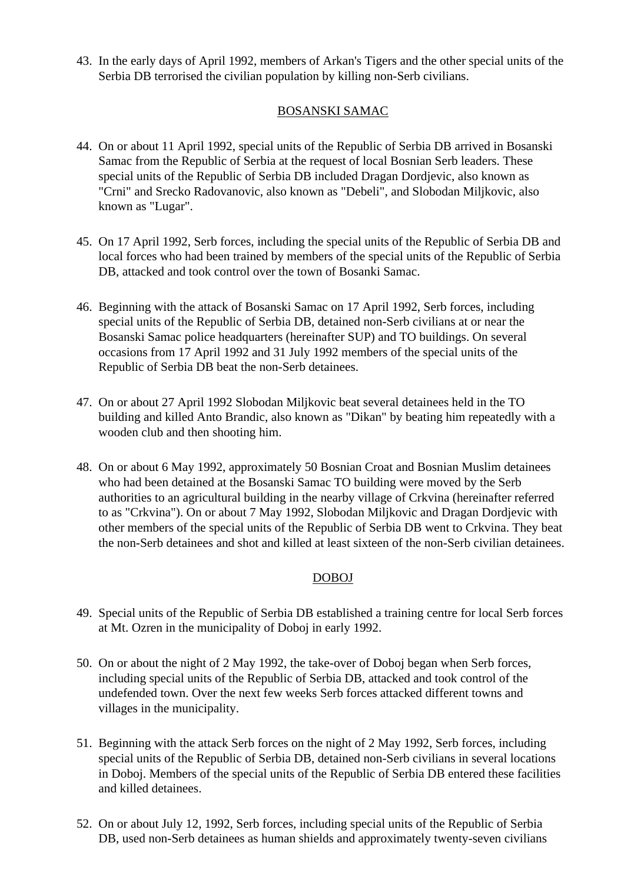43. In the early days of April 1992, members of Arkan's Tigers and the other special units of the Serbia DB terrorised the civilian population by killing non-Serb civilians.

BOSANSKI SAMAC

44. On or about 11 April 1992, special units of the Republic of Serbia DB arrived in Bosanski Samac from the Republic of Serbia at the request of local Bosnian Serb leaders. These special units of the Republic of Serbia DB included Dragan Dordjevic, also known as "Crni" and Srecko Radovanovic, also known as "Debeli", and Slobodan Miljkovic, also known as "Lugar".

45. On 17 April 1992, Serb forces, including the special units of the Republic of Serbia DB and local forces who had been trained by members of the special units of the Republic of Serbia DB, attacked and took control over the town of Bosanki Samac.

46. Beginning with the attack of Bosanski Samac on 17 April 1992, Serb forces, including special units of the Republic of Serbia DB, detained non-Serb civilians at or near the Bosanski Samac police headquarters (hereinafter SUP) and TO buildings. On several occasions from 17 April 1992 and 31 July 1992 members of the special units of the Republic of Serbia DB beat the non-Serb detainees.

47. On or about 27 April 1992 Slobodan Miljkovic beat several detainees held in the TO building and killed Anto Brandic, also known as "Dikan" by beating him repeatedly with a wooden club and then shooting him.

48. On or about 6 May 1992, approximately 50 Bosnian Croat and Bosnian Muslim detainees who had been detained at the Bosanski Samac TO building were moved by the Serb authorities to an agricultural building in the nearby village of Crkvina (hereinafter referred to as "Crkvina"). On or about 7 May 1992, Slobodan Miljkovic and Dragan Dordjevic with other members of the special units of the Republic of Serbia DB went to Crkvina. They beat the non-Serb detainees and shot and killed at least sixteen of the non-Serb civilian detainees.

DOBOJ

49. Special units of the Republic of Serbia DB established a training centre for local Serb forces at Mt. Ozren in the municipality of Doboj in early 1992.

50. On or about the night of 2 May 1992, the take-over of Doboj began when Serb forces, including special units of the Republic of Serbia DB, attacked and took control of the undefended town. Over the next few weeks Serb forces attacked different towns and villages in the municipality.

51. Beginning with the attack Serb forces on the night of 2 May 1992, Serb forces, including special units of the Republic of Serbia DB, detained non-Serb civilians in several locations in Doboj. Members of the special units of the Republic of Serbia DB entered these facilities and killed detainees.

52. On or about July 12, 1992, Serb forces, including special units of the Republic of Serbia DB, used non-Serb detainees as human shields and approximately twenty-seven civilians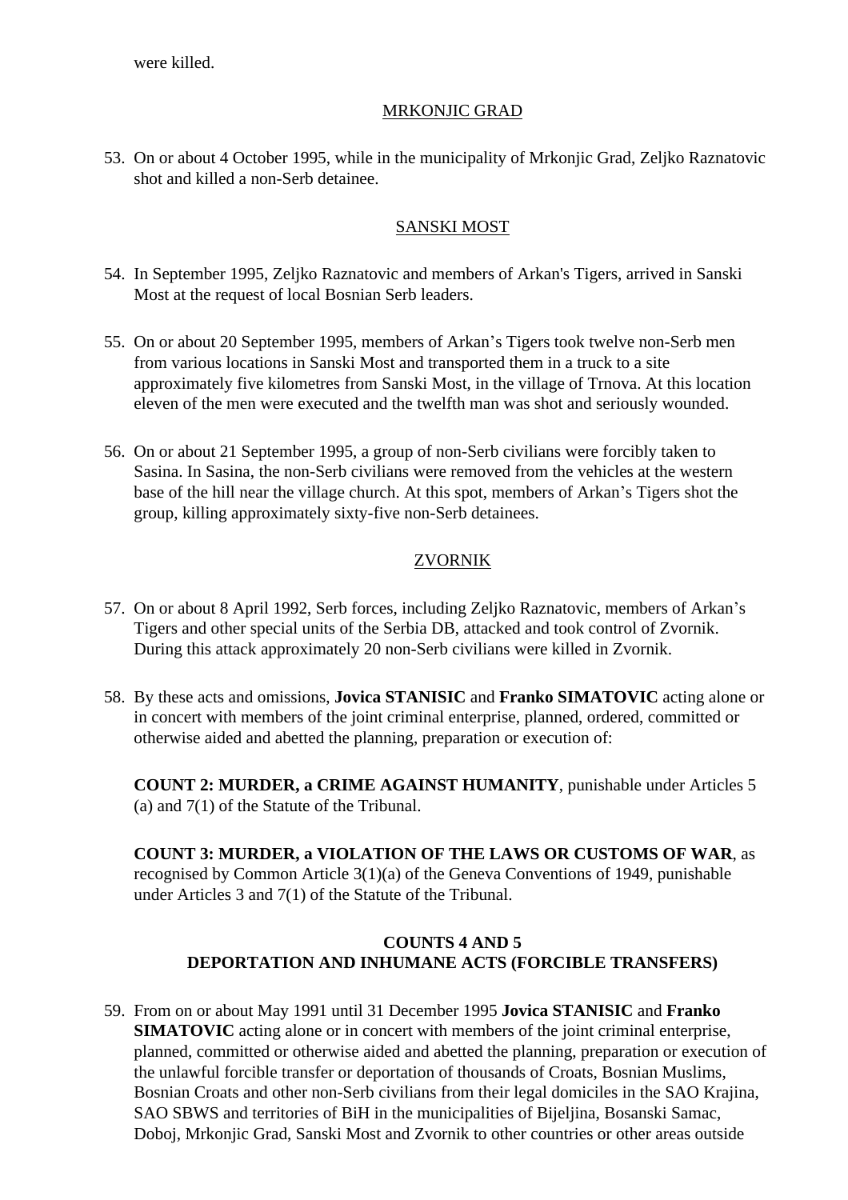were killed.

<u>MRKONJIC GRAD</u>

53. On or about 4 October 1995, while in the municipality of Mrkonjic Grad, Zeljko Raznatovic shot and killed a non-Serb detainee.

<u>SANSKI MOST</u>

54. In September 1995, Zeljko Raznatovic and members of Arkan's Tigers, arrived in Sanski Most at the request of local Bosnian Serb leaders.

55. On or about 20 September 1995, members of Arkan's Tigers took twelve non-Serb men from various locations in Sanski Most and transported them in a truck to a site approximately five kilometres from Sanski Most, in the village of Trnova. At this location eleven of the men were executed and the twelfth man was shot and seriously wounded.

56. On or about 21 September 1995, a group of non-Serb civilians were forcibly taken to Sasina. In Sasina, the non-Serb civilians were removed from the vehicles at the western base of the hill near the village church. At this spot, members of Arkan's Tigers shot the group, killing approximately sixty-five non-Serb detainees.

<u>ZVORNIK</u>

57. On or about 8 April 1992, Serb forces, including Zeljko Raznatovic, members of Arkan's Tigers and other special units of the Serbia DB, attacked and took control of Zvornik. During this attack approximately 20 non-Serb civilians were killed in Zvornik.

58. By these acts and omissions, **Jovica STANISIC** and **Franko SIMATOVIC** acting alone or in concert with members of the joint criminal enterprise, planned, ordered, committed or otherwise aided and abetted the planning, preparation or execution of:

    **COUNT 2: MURDER, a CRIME AGAINST HUMANITY**, punishable under Articles 5 (a) and 7(1) of the Statute of the Tribunal.

    **COUNT 3: MURDER, a VIOLATION OF THE LAWS OR CUSTOMS OF WAR**, as recognised by Common Article 3(1)(a) of the Geneva Conventions of 1949, punishable under Articles 3 and 7(1) of the Statute of the Tribunal.

## COUNTS 4 AND 5
## DEPORTATION AND INHUMANE ACTS (FORCIBLE TRANSFERS)

59. From on or about May 1991 until 31 December 1995 **Jovica STANISIC** and **Franko SIMATOVIC** acting alone or in concert with members of the joint criminal enterprise, planned, committed or otherwise aided and abetted the planning, preparation or execution of the unlawful forcible transfer or deportation of thousands of Croats, Bosnian Muslims, Bosnian Croats and other non-Serb civilians from their legal domiciles in the SAO Krajina, SAO SBWS and territories of BiH in the municipalities of Bijeljina, Bosanski Samac, Doboj, Mrkonjic Grad, Sanski Most and Zvornik to other countries or other areas outside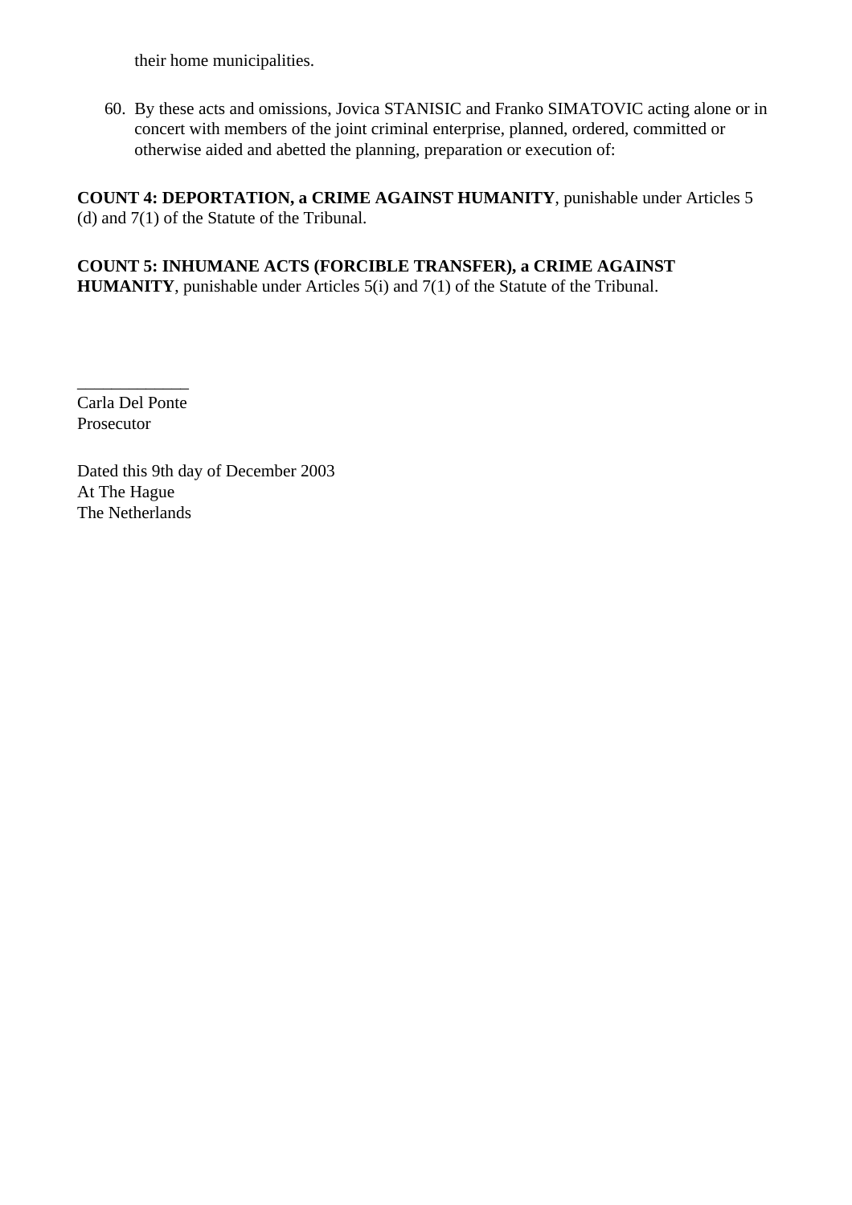their home municipalities.

60. By these acts and omissions, Jovica STANISIC and Franko SIMATOVIC acting alone or in concert with members of the joint criminal enterprise, planned, ordered, committed or otherwise aided and abetted the planning, preparation or execution of:

**COUNT 4: DEPORTATION, a CRIME AGAINST HUMANITY**, punishable under Articles 5 (d) and 7(1) of the Statute of the Tribunal.

**COUNT 5: INHUMANE ACTS (FORCIBLE TRANSFER), a CRIME AGAINST HUMANITY**, punishable under Articles 5(i) and 7(1) of the Statute of the Tribunal.

_____________
Carla Del Ponte
Prosecutor

Dated this 9th day of December 2003
At The Hague
The Netherlands